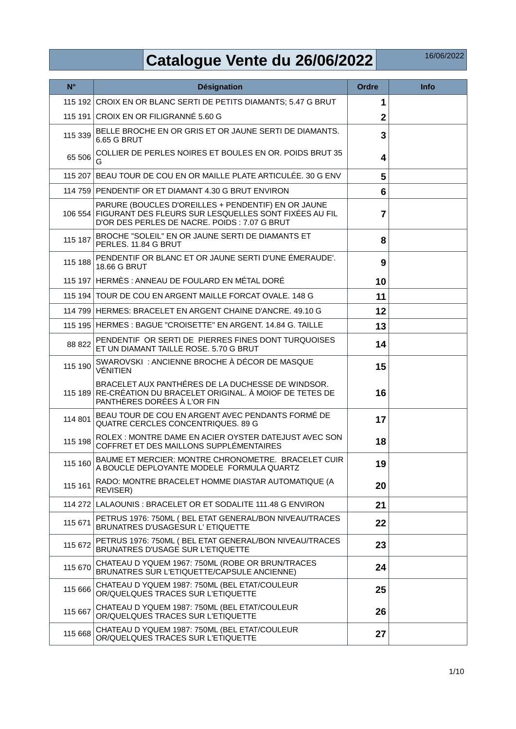# Catalogue Vente du 26/06/2022

16/06/2022

| N° | Désignation | Ordre | Info |
|---|---|---|---|
| 115 192 | CROIX EN OR BLANC SERTI DE PETITS DIAMANTS; 5.47 G BRUT | 1 | |
| 115 191 | CROIX EN OR FILIGRANNÉ 5.60 G | 2 | |
| 115 339 | BELLE BROCHE EN OR GRIS ET OR JAUNE SERTI DE DIAMANTS. 6.65 G BRUT | 3 | |
| 65 506 | COLLIER DE PERLES NOIRES ET BOULES EN OR. POIDS BRUT 35 G | 4 | |
| 115 207 | BEAU TOUR DE COU EN OR MAILLE PLATE ARTICULÉE. 30 G ENV | 5 | |
| 114 759 | PENDENTIF OR ET DIAMANT 4.30 G BRUT ENVIRON | 6 | |
| 106 554 | PARURE (BOUCLES D'OREILLES + PENDENTIF) EN OR JAUNE FIGURANT DES FLEURS SUR LESQUELLES SONT FIXÉES AU FIL D'OR DES PERLES DE NACRE. POIDS : 7.07 G BRUT | 7 | |
| 115 187 | BROCHE "SOLEIL" EN OR JAUNE SERTI DE DIAMANTS ET PERLES. 11.84 G BRUT | 8 | |
| 115 188 | PENDENTIF OR BLANC ET OR JAUNE SERTI D'UNE ÉMERAUDE'. 18.66 G BRUT | 9 | |
| 115 197 | HERMÈS : ANNEAU DE FOULARD EN MÉTAL DORÉ | 10 | |
| 115 194 | TOUR DE COU EN ARGENT MAILLE FORCAT OVALE. 148 G | 11 | |
| 114 799 | HERMES: BRACELET EN ARGENT CHAINE D'ANCRE. 49.10 G | 12 | |
| 115 195 | HERMES : BAGUE "CROISETTE" EN ARGENT. 14.84 G. TAILLE | 13 | |
| 88 822 | PENDENTIF OR SERTI DE PIERRES FINES DONT TURQUOISES ET UN DIAMANT TAILLE ROSE. 5.70 G BRUT | 14 | |
| 115 190 | SWAROVSKI : ANCIENNE BROCHE À DÉCOR DE MASQUE VÉNITIEN | 15 | |
| 115 189 | BRACELET AUX PANTHÉRES DE LA DUCHESSE DE WINDSOR. RE-CRÉATION DU BRACELET ORIGINAL. À MOIOF DE TETES DE PANTHÈRES DORÉES À L'OR FIN | 16 | |
| 114 801 | BEAU TOUR DE COU EN ARGENT AVEC PENDANTS FORMÉ DE QUATRE CERCLES CONCENTRIQUES. 89 G | 17 | |
| 115 198 | ROLEX : MONTRE DAME EN ACIER OYSTER DATEJUST AVEC SON COFFRET ET DES MAILLONS SUPPLÉMENTAIRES | 18 | |
| 115 160 | BAUME ET MERCIER: MONTRE CHRONOMETRE. BRACELET CUIR A BOUCLE DEPLOYANTE MODELE FORMULA QUARTZ | 19 | |
| 115 161 | RADO: MONTRE BRACELET HOMME DIASTAR AUTOMATIQUE (A REVISER) | 20 | |
| 114 272 | LALAOUNIS : BRACELET OR ET SODALITE 111.48 G ENVIRON | 21 | |
| 115 671 | PETRUS 1976: 750ML ( BEL ETAT GENERAL/BON NIVEAU/TRACES BRUNATRES D'USAGESUR L' ETIQUETTE | 22 | |
| 115 672 | PETRUS 1976: 750ML ( BEL ETAT GENERAL/BON NIVEAU/TRACES BRUNATRES D'USAGE SUR L'ETIQUETTE | 23 | |
| 115 670 | CHATEAU D YQUEM 1967: 750ML (ROBE OR BRUN/TRACES BRUNATRES SUR L'ETIQUETTE/CAPSULE ANCIENNE) | 24 | |
| 115 666 | CHATEAU D YQUEM 1987: 750ML (BEL ETAT/COULEUR OR/QUELQUES TRACES SUR L'ETIQUETTE | 25 | |
| 115 667 | CHATEAU D YQUEM 1987: 750ML (BEL ETAT/COULEUR OR/QUELQUES TRACES SUR L'ETIQUETTE | 26 | |
| 115 668 | CHATEAU D YQUEM 1987: 750ML (BEL ETAT/COULEUR OR/QUELQUES TRACES SUR L'ETIQUETTE | 27 | |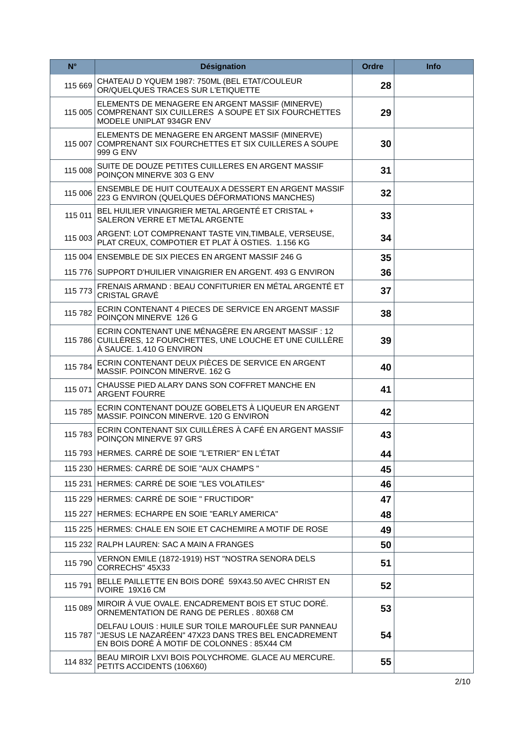| N° | Désignation | Ordre | Info |
|---|---|---|---|
| 115 669 | CHATEAU D YQUEM 1987: 750ML (BEL ETAT/COULEUR OR/QUELQUES TRACES SUR L'ETIQUETTE | **28** | |
| 115 005 | ELEMENTS DE MENAGERE EN ARGENT MASSIF (MINERVE) COMPRENANT SIX CUILLERES A SOUPE ET SIX FOURCHETTES MODELE UNIPLAT 934GR ENV | **29** | |
| 115 007 | ELEMENTS DE MENAGERE EN ARGENT MASSIF (MINERVE) COMPRENANT SIX FOURCHETTES ET SIX CUILLERES A SOUPE 999 G ENV | **30** | |
| 115 008 | SUITE DE DOUZE PETITES CUILLERES EN ARGENT MASSIF POINÇON MINERVE 303 G ENV | **31** | |
| 115 006 | ENSEMBLE DE HUIT COUTEAUX A DESSERT EN ARGENT MASSIF 223 G ENVIRON (QUELQUES DÉFORMATIONS MANCHES) | **32** | |
| 115 011 | BEL HUILIER VINAIGRIER METAL ARGENTÉ ET CRISTAL + SALERON VERRE ET METAL ARGENTE | **33** | |
| 115 003 | ARGENT: LOT COMPRENANT TASTE VIN,TIMBALE, VERSEUSE, PLAT CREUX, COMPOTIER ET PLAT À OSTIES. 1.156 KG | **34** | |
| 115 004 | ENSEMBLE DE SIX PIECES EN ARGENT MASSIF 246 G | **35** | |
| 115 776 | SUPPORT D'HUILIER VINAIGRIER EN ARGENT. 493 G ENVIRON | **36** | |
| 115 773 | FRENAIS ARMAND : BEAU CONFITURIER EN MÉTAL ARGENTÉ ET CRISTAL GRAVÉ | **37** | |
| 115 782 | ECRIN CONTENANT 4 PIECES DE SERVICE EN ARGENT MASSIF POINÇON MINERVE 126 G | **38** | |
| 115 786 | ECRIN CONTENANT UNE MÉNAGÈRE EN ARGENT MASSIF : 12 CUILLÈRES, 12 FOURCHETTES, UNE LOUCHE ET UNE CUILLÈRE À SAUCE. 1.410 G ENVIRON | **39** | |
| 115 784 | ECRIN CONTENANT DEUX PIÈCES DE SERVICE EN ARGENT MASSIF. POINCON MINERVE. 162 G | **40** | |
| 115 071 | CHAUSSE PIED ALARY DANS SON COFFRET MANCHE EN ARGENT FOURRE | **41** | |
| 115 785 | ECRIN CONTENANT DOUZE GOBELETS À LIQUEUR EN ARGENT MASSIF. POINCON MINERVE. 120 G ENVIRON | **42** | |
| 115 783 | ECRIN CONTENANT SIX CUILLÈRES À CAFÉ EN ARGENT MASSIF POINÇON MINERVE 97 GRS | **43** | |
| 115 793 | HERMES. CARRÉ DE SOIE "L'ETRIER" EN L'ÉTAT | **44** | |
| 115 230 | HERMES: CARRÉ DE SOIE "AUX CHAMPS " | **45** | |
| 115 231 | HERMES: CARRÉ DE SOIE "LES VOLATILES" | **46** | |
| 115 229 | HERMES: CARRÉ DE SOIE " FRUCTIDOR" | **47** | |
| 115 227 | HERMES: ECHARPE EN SOIE "EARLY AMERICA" | **48** | |
| 115 225 | HERMES: CHALE EN SOIE ET CACHEMIRE A MOTIF DE ROSE | **49** | |
| 115 232 | RALPH LAUREN: SAC A MAIN A FRANGES | **50** | |
| 115 790 | VERNON EMILE (1872-1919) HST "NOSTRA SENORA DELS CORRECHS" 45X33 | **51** | |
| 115 791 | BELLE PAILLETTE EN BOIS DORÉ 59X43.50 AVEC CHRIST EN IVOIRE 19X16 CM | **52** | |
| 115 089 | MIROIR À VUE OVALE. ENCADREMENT BOIS ET STUC DORÉ. ORNEMENTATION DE RANG DE PERLES . 80X68 CM | **53** | |
| 115 787 | DELFAU LOUIS : HUILE SUR TOILE MAROUFLÉE SUR PANNEAU "JESUS LE NAZARÉEN" 47X23 DANS TRES BEL ENCADREMENT EN BOIS DORÉ À MOTIF DE COLONNES : 85X44 CM | **54** | |
| 114 832 | BEAU MIROIR LXVI BOIS POLYCHROME. GLACE AU MERCURE. PETITS ACCIDENTS (106X60) | **55** | |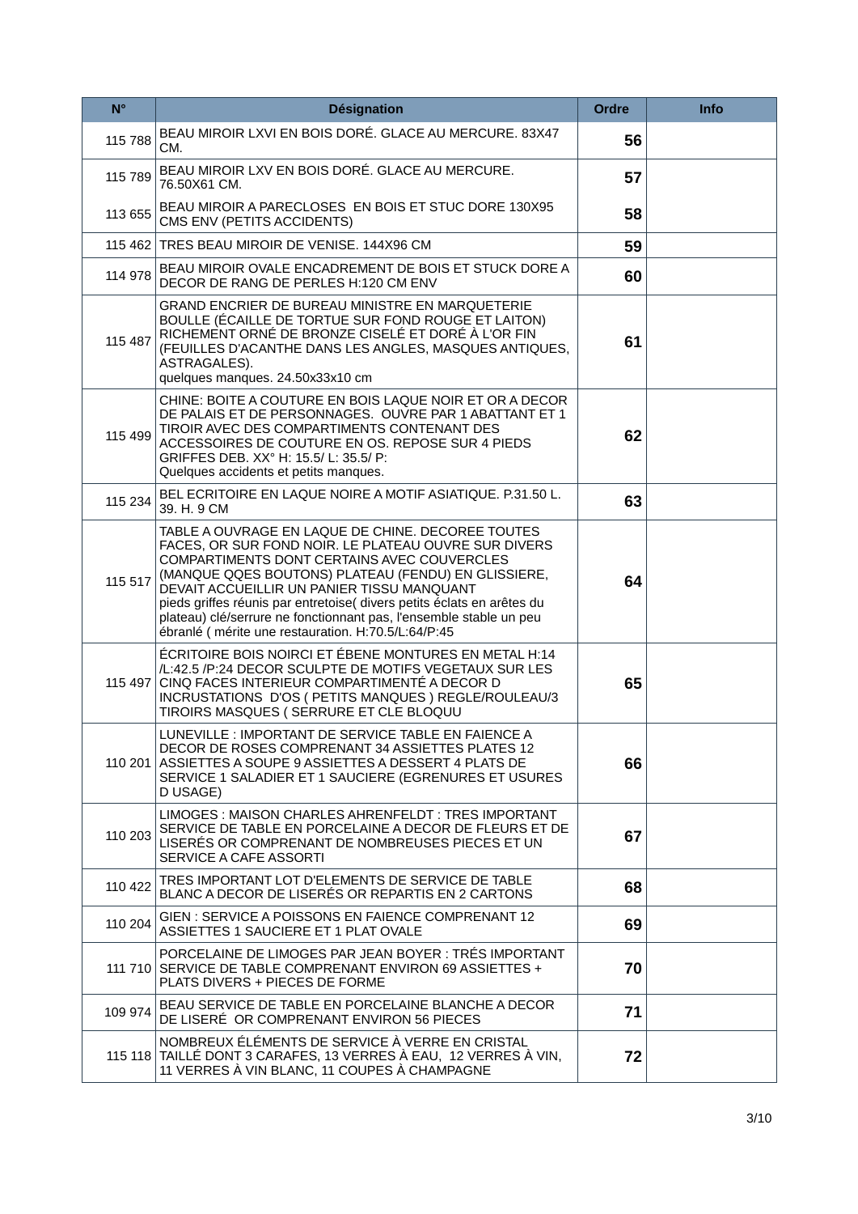| N° | Désignation | Ordre | Info |
|---|---|---|---|
| 115 788 | BEAU MIROIR LXVI EN BOIS DORÉ. GLACE AU MERCURE. 83X47 CM. | **56** | |
| 115 789 | BEAU MIROIR LXV EN BOIS DORÉ. GLACE AU MERCURE. 76.50X61 CM. | **57** | |
| 113 655 | BEAU MIROIR A PARECLOSES EN BOIS ET STUC DORE 130X95 CMS ENV (PETITS ACCIDENTS) | **58** | |
| 115 462 | TRES BEAU MIROIR DE VENISE. 144X96 CM | **59** | |
| 114 978 | BEAU MIROIR OVALE ENCADREMENT DE BOIS ET STUCK DORE A DECOR DE RANG DE PERLES H:120 CM ENV | **60** | |
| 115 487 | GRAND ENCRIER DE BUREAU MINISTRE EN MARQUETERIE BOULLE (ÉCAILLE DE TORTUE SUR FOND ROUGE ET LAITON) RICHEMENT ORNÉ DE BRONZE CISELÉ ET DORÉ À L'OR FIN (FEUILLES D'ACANTHE DANS LES ANGLES, MASQUES ANTIQUES, ASTRAGALES).<br>quelques manques. 24.50x33x10 cm | **61** | |
| 115 499 | CHINE: BOITE A COUTURE EN BOIS LAQUE NOIR ET OR A DECOR DE PALAIS ET DE PERSONNAGES. OUVRE PAR 1 ABATTANT ET 1 TIROIR AVEC DES COMPARTIMENTS CONTENANT DES ACCESSOIRES DE COUTURE EN OS. REPOSE SUR 4 PIEDS GRIFFES DEB. XX° H: 15.5/ L: 35.5/ P:<br>Quelques accidents et petits manques. | **62** | |
| 115 234 | BEL ECRITOIRE EN LAQUE NOIRE A MOTIF ASIATIQUE. P.31.50 L. 39. H. 9 CM | **63** | |
| 115 517 | TABLE A OUVRAGE EN LAQUE DE CHINE. DECOREE TOUTES FACES, OR SUR FOND NOIR. LE PLATEAU OUVRE SUR DIVERS COMPARTIMENTS DONT CERTAINS AVEC COUVERCLES (MANQUE QQES BOUTONS) PLATEAU (FENDU) EN GLISSIERE, DEVAIT ACCUEILLIR UN PANIER TISSU MANQUANT<br>pieds griffes réunis par entretoise( divers petits éclats en arêtes du plateau) clé/serrure ne fonctionnant pas, l'ensemble stable un peu ébranlé ( mérite une restauration. H:70.5/L:64/P:45 | **64** | |
| 115 497 | ÉCRITOIRE BOIS NOIRCI ET ÉBENE MONTURES EN METAL H:14 /L:42.5 /P:24 DECOR SCULPTE DE MOTIFS VEGETAUX SUR LES CINQ FACES INTERIEUR COMPARTIMENTÉ A DECOR D INCRUSTATIONS D'OS ( PETITS MANQUES ) REGLE/ROULEAU/3 TIROIRS MASQUES ( SERRURE ET CLE BLOQUU | **65** | |
| 110 201 | LUNEVILLE : IMPORTANT DE SERVICE TABLE EN FAIENCE A DECOR DE ROSES COMPRENANT 34 ASSIETTES PLATES 12 ASSIETTES A SOUPE 9 ASSIETTES A DESSERT 4 PLATS DE SERVICE 1 SALADIER ET 1 SAUCIERE (EGRENURES ET USURES D USAGE) | **66** | |
| 110 203 | LIMOGES : MAISON CHARLES AHRENFELDT : TRES IMPORTANT SERVICE DE TABLE EN PORCELAINE A DECOR DE FLEURS ET DE LISERÉS OR COMPRENANT DE NOMBREUSES PIECES ET UN SERVICE A CAFE ASSORTI | **67** | |
| 110 422 | TRES IMPORTANT LOT D'ELEMENTS DE SERVICE DE TABLE BLANC A DECOR DE LISERÉS OR REPARTIS EN 2 CARTONS | **68** | |
| 110 204 | GIEN : SERVICE A POISSONS EN FAIENCE COMPRENANT 12 ASSIETTES 1 SAUCIERE ET 1 PLAT OVALE | **69** | |
| 111 710 | PORCELAINE DE LIMOGES PAR JEAN BOYER : TRÉS IMPORTANT SERVICE DE TABLE COMPRENANT ENVIRON 69 ASSIETTES + PLATS DIVERS + PIECES DE FORME | **70** | |
| 109 974 | BEAU SERVICE DE TABLE EN PORCELAINE BLANCHE A DECOR DE LISERÉ OR COMPRENANT ENVIRON 56 PIECES | **71** | |
| 115 118 | NOMBREUX ÉLÉMENTS DE SERVICE À VERRE EN CRISTAL TAILLÉ DONT 3 CARAFES, 13 VERRES À EAU, 12 VERRES À VIN, 11 VERRES À VIN BLANC, 11 COUPES À CHAMPAGNE | **72** | |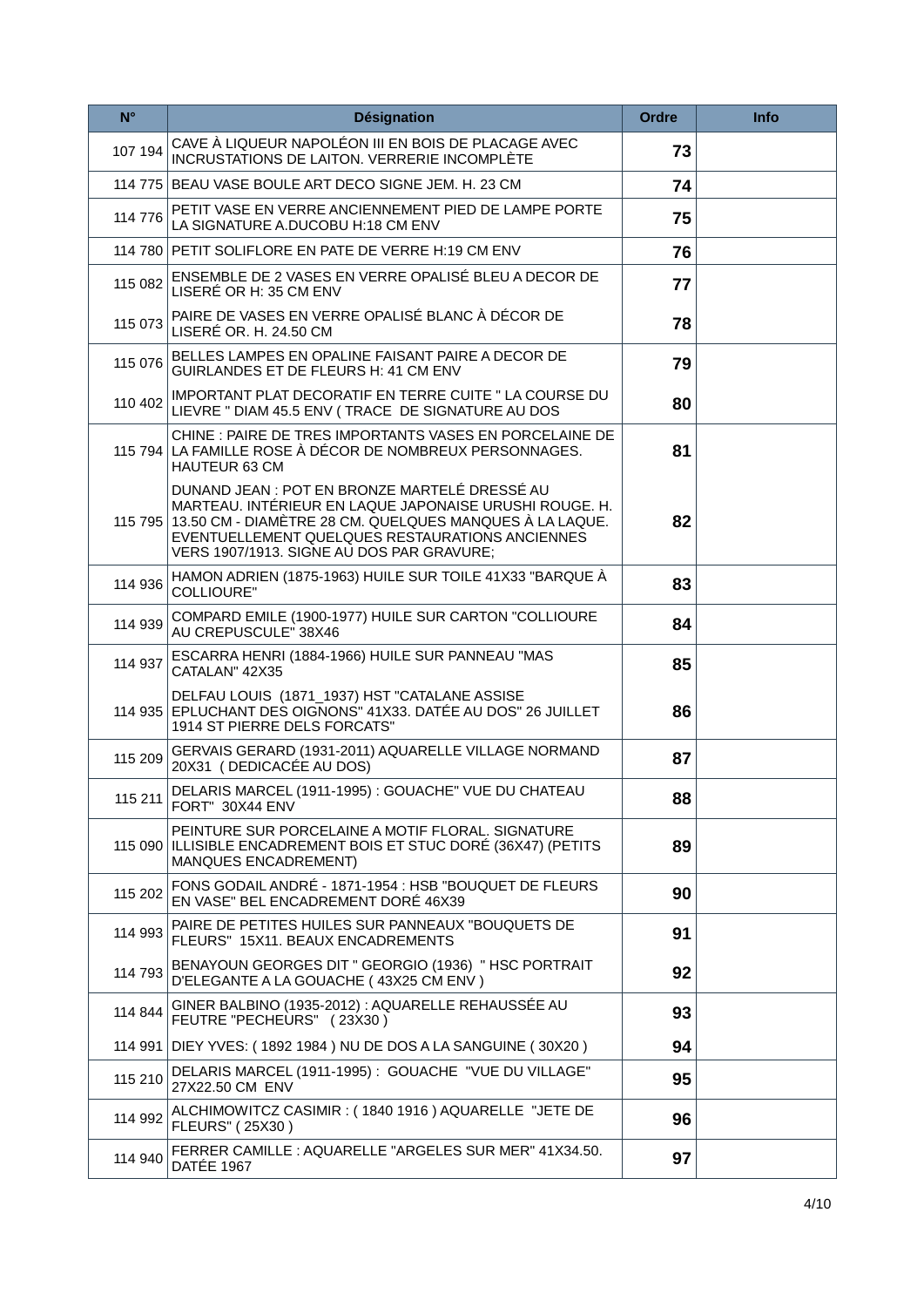| N° | Désignation | Ordre | Info |
|---|---|---|---|
| 107 194 | CAVE À LIQUEUR NAPOLÉON III EN BOIS DE PLACAGE AVEC INCRUSTATIONS DE LAITON. VERRERIE INCOMPLÈTE | **73** | |
| 114 775 | BEAU VASE BOULE ART DECO SIGNE JEM. H. 23 CM | **74** | |
| 114 776 | PETIT VASE EN VERRE ANCIENNEMENT PIED DE LAMPE PORTE LA SIGNATURE A.DUCOBU H:18 CM ENV | **75** | |
| 114 780 | PETIT SOLIFLORE EN PATE DE VERRE H:19 CM ENV | **76** | |
| 115 082 | ENSEMBLE DE 2 VASES EN VERRE OPALISÉ BLEU A DECOR DE LISERÉ OR H: 35 CM ENV | **77** | |
| 115 073 | PAIRE DE VASES EN VERRE OPALISÉ BLANC À DÉCOR DE LISERÉ OR. H. 24.50 CM | **78** | |
| 115 076 | BELLES LAMPES EN OPALINE FAISANT PAIRE A DECOR DE GUIRLANDES ET DE FLEURS H: 41 CM ENV | **79** | |
| 110 402 | IMPORTANT PLAT DECORATIF EN TERRE CUITE " LA COURSE DU LIEVRE " DIAM 45.5 ENV ( TRACE DE SIGNATURE AU DOS | **80** | |
| 115 794 | CHINE : PAIRE DE TRES IMPORTANTS VASES EN PORCELAINE DE LA FAMILLE ROSE À DÉCOR DE NOMBREUX PERSONNAGES. HAUTEUR 63 CM | **81** | |
| 115 795 | DUNAND JEAN : POT EN BRONZE MARTELÉ DRESSÉ AU MARTEAU. INTÉRIEUR EN LAQUE JAPONAISE URUSHI ROUGE. H. 13.50 CM - DIAMÈTRE 28 CM. QUELQUES MANQUES À LA LAQUE. EVENTUELLEMENT QUELQUES RESTAURATIONS ANCIENNES VERS 1907/1913. SIGNE AU DOS PAR GRAVURE; | **82** | |
| 114 936 | HAMON ADRIEN (1875-1963) HUILE SUR TOILE 41X33 "BARQUE À COLLIOURE" | **83** | |
| 114 939 | COMPARD EMILE (1900-1977) HUILE SUR CARTON "COLLIOURE AU CREPUSCULE" 38X46 | **84** | |
| 114 937 | ESCARRA HENRI (1884-1966) HUILE SUR PANNEAU "MAS CATALAN" 42X35 | **85** | |
| 114 935 | DELFAU LOUIS (1871_1937) HST "CATALANE ASSISE EPLUCHANT DES OIGNONS" 41X33. DATÉE AU DOS" 26 JUILLET 1914 ST PIERRE DELS FORCATS" | **86** | |
| 115 209 | GERVAIS GERARD (1931-2011) AQUARELLE VILLAGE NORMAND 20X31 ( DEDICACÉE AU DOS) | **87** | |
| 115 211 | DELARIS MARCEL (1911-1995) : GOUACHE" VUE DU CHATEAU FORT" 30X44 ENV | **88** | |
| 115 090 | PEINTURE SUR PORCELAINE A MOTIF FLORAL. SIGNATURE ILLISIBLE ENCADREMENT BOIS ET STUC DORÉ (36X47) (PETITS MANQUES ENCADREMENT) | **89** | |
| 115 202 | FONS GODAIL ANDRÉ - 1871-1954 : HSB "BOUQUET DE FLEURS EN VASE" BEL ENCADREMENT DORÉ 46X39 | **90** | |
| 114 993 | PAIRE DE PETITES HUILES SUR PANNEAUX "BOUQUETS DE FLEURS" 15X11. BEAUX ENCADREMENTS | **91** | |
| 114 793 | BENAYOUN GEORGES DIT " GEORGIO (1936) " HSC PORTRAIT D'ELEGANTE A LA GOUACHE ( 43X25 CM ENV ) | **92** | |
| 114 844 | GINER BALBINO (1935-2012) : AQUARELLE REHAUSSÉE AU FEUTRE "PECHEURS" ( 23X30 ) | **93** | |
| 114 991 | DIEY YVES: ( 1892 1984 ) NU DE DOS A LA SANGUINE ( 30X20 ) | **94** | |
| 115 210 | DELARIS MARCEL (1911-1995) : GOUACHE "VUE DU VILLAGE" 27X22.50 CM ENV | **95** | |
| 114 992 | ALCHIMOWITCZ CASIMIR : ( 1840 1916 ) AQUARELLE "JETE DE FLEURS" ( 25X30 ) | **96** | |
| 114 940 | FERRER CAMILLE : AQUARELLE "ARGELES SUR MER" 41X34.50. DATÉE 1967 | **97** | |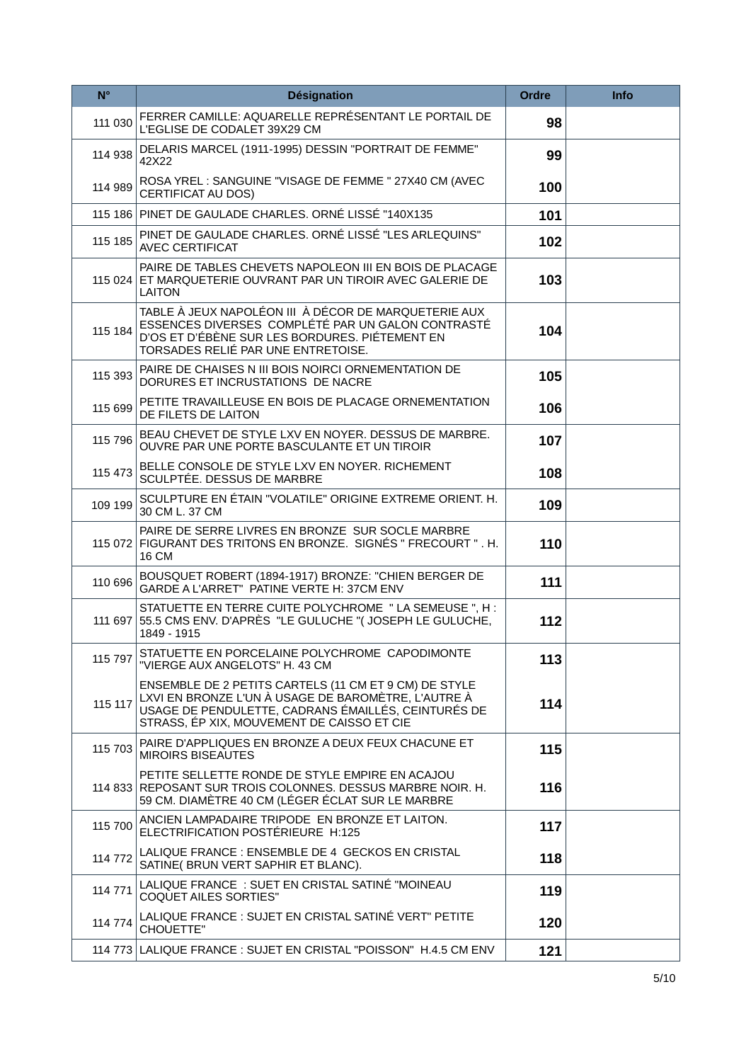| N° | Désignation | Ordre | Info |
|---|---|---|---|
| 111 030 | FERRER CAMILLE: AQUARELLE REPRÉSENTANT LE PORTAIL DE L'EGLISE DE CODALET 39X29 CM | **98** | |
| 114 938 | DELARIS MARCEL (1911-1995) DESSIN "PORTRAIT DE FEMME" 42X22 | **99** | |
| 114 989 | ROSA YREL : SANGUINE "VISAGE DE FEMME " 27X40 CM (AVEC CERTIFICAT AU DOS) | **100** | |
| 115 186 | PINET DE GAULADE CHARLES. ORNÉ LISSÉ "140X135 | **101** | |
| 115 185 | PINET DE GAULADE CHARLES. ORNÉ LISSÉ "LES ARLEQUINS" AVEC CERTIFICAT | **102** | |
| 115 024 | PAIRE DE TABLES CHEVETS NAPOLEON III EN BOIS DE PLACAGE ET MARQUETERIE OUVRANT PAR UN TIROIR AVEC GALERIE DE LAITON | **103** | |
| 115 184 | TABLE À JEUX NAPOLÉON III À DÉCOR DE MARQUETERIE AUX ESSENCES DIVERSES COMPLÉTÉ PAR UN GALON CONTRASTÉ D'OS ET D'ÉBÈNE SUR LES BORDURES. PIÉTEMENT EN TORSADES RELIÉ PAR UNE ENTRETOISE. | **104** | |
| 115 393 | PAIRE DE CHAISES N III BOIS NOIRCI ORNEMENTATION DE DORURES ET INCRUSTATIONS DE NACRE | **105** | |
| 115 699 | PETITE TRAVAILLEUSE EN BOIS DE PLACAGE ORNEMENTATION DE FILETS DE LAITON | **106** | |
| 115 796 | BEAU CHEVET DE STYLE LXV EN NOYER. DESSUS DE MARBRE. OUVRE PAR UNE PORTE BASCULANTE ET UN TIROIR | **107** | |
| 115 473 | BELLE CONSOLE DE STYLE LXV EN NOYER. RICHEMENT SCULPTÉE. DESSUS DE MARBRE | **108** | |
| 109 199 | SCULPTURE EN ÉTAIN "VOLATILE" ORIGINE EXTREME ORIENT. H. 30 CM L. 37 CM | **109** | |
| 115 072 | PAIRE DE SERRE LIVRES EN BRONZE SUR SOCLE MARBRE FIGURANT DES TRITONS EN BRONZE. SIGNÉS " FRECOURT " . H. 16 CM | **110** | |
| 110 696 | BOUSQUET ROBERT (1894-1917) BRONZE: "CHIEN BERGER DE GARDE A L'ARRET" PATINE VERTE H: 37CM ENV | **111** | |
| 111 697 | STATUETTE EN TERRE CUITE POLYCHROME " LA SEMEUSE ", H : 55.5 CMS ENV. D'APRÈS "LE GULUCHE "( JOSEPH LE GULUCHE, 1849 - 1915 | **112** | |
| 115 797 | STATUETTE EN PORCELAINE POLYCHROME CAPODIMONTE "VIERGE AUX ANGELOTS" H. 43 CM | **113** | |
| 115 117 | ENSEMBLE DE 2 PETITS CARTELS (11 CM ET 9 CM) DE STYLE LXVI EN BRONZE L'UN À USAGE DE BAROMÈTRE, L'AUTRE À USAGE DE PENDULETTE, CADRANS ÉMAILLÉS, CEINTURÉS DE STRASS, ÉP XIX, MOUVEMENT DE CAISSO ET CIE | **114** | |
| 115 703 | PAIRE D'APPLIQUES EN BRONZE A DEUX FEUX CHACUNE ET MIROIRS BISEAUTES | **115** | |
| 114 833 | PETITE SELLETTE RONDE DE STYLE EMPIRE EN ACAJOU REPOSANT SUR TROIS COLONNES. DESSUS MARBRE NOIR. H. 59 CM. DIAMÈTRE 40 CM (LÉGER ÉCLAT SUR LE MARBRE | **116** | |
| 115 700 | ANCIEN LAMPADAIRE TRIPODE EN BRONZE ET LAITON. ELECTRIFICATION POSTÉRIEURE H:125 | **117** | |
| 114 772 | LALIQUE FRANCE : ENSEMBLE DE 4 GECKOS EN CRISTAL SATINE( BRUN VERT SAPHIR ET BLANC). | **118** | |
| 114 771 | LALIQUE FRANCE : SUET EN CRISTAL SATINÉ "MOINEAU COQUET AILES SORTIES" | **119** | |
| 114 774 | LALIQUE FRANCE : SUJET EN CRISTAL SATINÉ VERT" PETITE CHOUETTE" | **120** | |
| 114 773 | LALIQUE FRANCE : SUJET EN CRISTAL "POISSON" H.4.5 CM ENV | **121** | |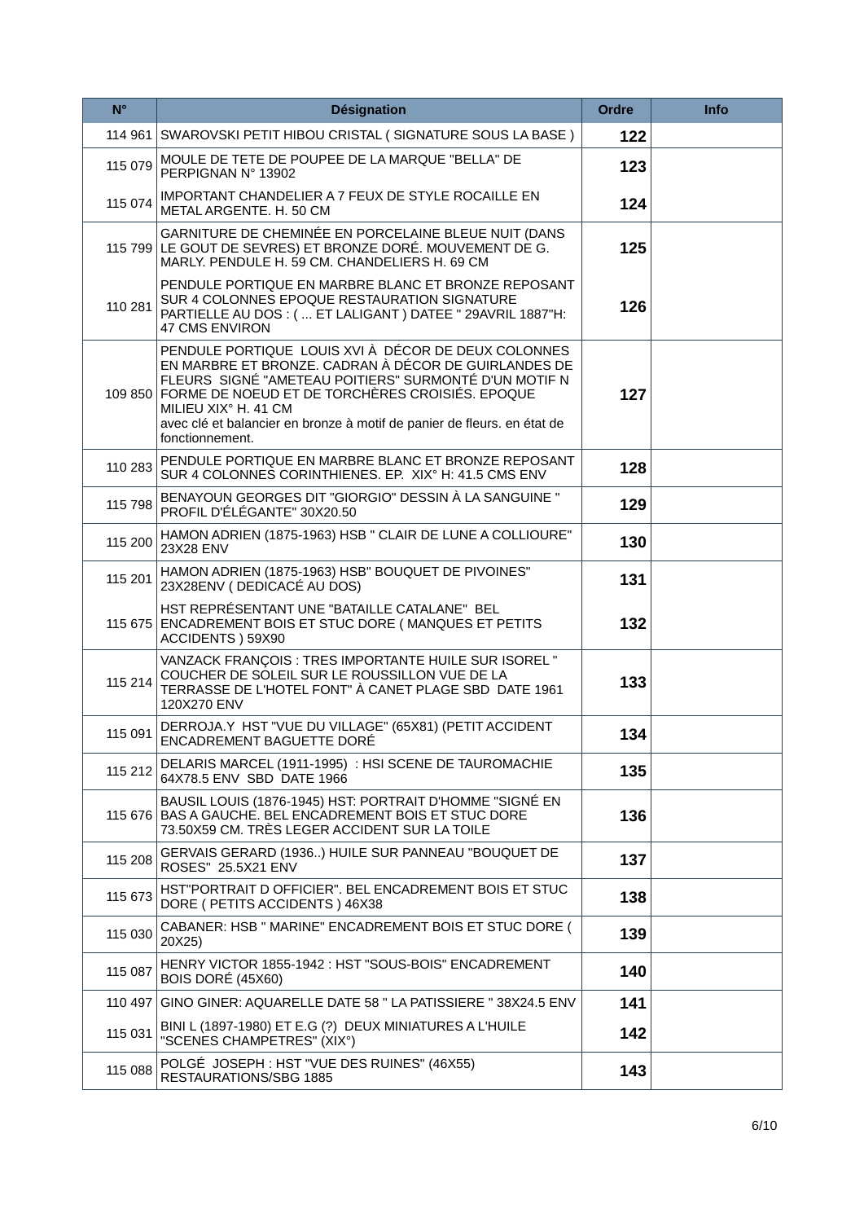| N° | Désignation | Ordre | Info |
|---|---|---|---|
| 114 961 | SWAROVSKI PETIT HIBOU CRISTAL ( SIGNATURE SOUS LA BASE ) | 122 | |
| 115 079 | MOULE DE TETE DE POUPEE DE LA MARQUE "BELLA" DE PERPIGNAN N° 13902 | 123 | |
| 115 074 | IMPORTANT CHANDELIER A 7 FEUX DE STYLE ROCAILLE EN METAL ARGENTE. H. 50 CM | 124 | |
| 115 799 | GARNITURE DE CHEMINÉE EN PORCELAINE BLEUE NUIT (DANS LE GOUT DE SEVRES) ET BRONZE DORÉ. MOUVEMENT DE G. MARLY. PENDULE H. 59 CM. CHANDELIERS H. 69 CM | 125 | |
| 110 281 | PENDULE PORTIQUE EN MARBRE BLANC ET BRONZE REPOSANT SUR 4 COLONNES EPOQUE RESTAURATION SIGNATURE PARTIELLE AU DOS : ( ... ET LALIGANT ) DATEE " 29AVRIL 1887"H: 47 CMS ENVIRON | 126 | |
| 109 850 | PENDULE PORTIQUE LOUIS XVI À DÉCOR DE DEUX COLONNES EN MARBRE ET BRONZE. CADRAN À DÉCOR DE GUIRLANDES DE FLEURS SIGNÉ "AMETEAU POITIERS" SURMONTÉ D'UN MOTIF N FORME DE NOEUD ET DE TORCHÈRES CROISIÉS. EPOQUE MILIEU XIX° H. 41 CM<br>avec clé et balancier en bronze à motif de panier de fleurs. en état de fonctionnement. | 127 | |
| 110 283 | PENDULE PORTIQUE EN MARBRE BLANC ET BRONZE REPOSANT SUR 4 COLONNES CORINTHIENES. EP. XIX° H: 41.5 CMS ENV | 128 | |
| 115 798 | BENAYOUN GEORGES DIT "GIORGIO" DESSIN À LA SANGUINE " PROFIL D'ÉLÉGANTE" 30X20.50 | 129 | |
| 115 200 | HAMON ADRIEN (1875-1963) HSB " CLAIR DE LUNE A COLLIOURE" 23X28 ENV | 130 | |
| 115 201 | HAMON ADRIEN (1875-1963) HSB" BOUQUET DE PIVOINES" 23X28ENV ( DEDICACÉ AU DOS) | 131 | |
| 115 675 | HST REPRÉSENTANT UNE "BATAILLE CATALANE" BEL ENCADREMENT BOIS ET STUC DORE ( MANQUES ET PETITS ACCIDENTS ) 59X90 | 132 | |
| 115 214 | VANZACK FRANÇOIS : TRES IMPORTANTE HUILE SUR ISOREL " COUCHER DE SOLEIL SUR LE ROUSSILLON VUE DE LA TERRASSE DE L'HOTEL FONT" À CANET PLAGE SBD DATE 1961 120X270 ENV | 133 | |
| 115 091 | DERROJA.Y HST "VUE DU VILLAGE" (65X81) (PETIT ACCIDENT ENCADREMENT BAGUETTE DORÉ | 134 | |
| 115 212 | DELARIS MARCEL (1911-1995) : HSI SCENE DE TAUROMACHIE 64X78.5 ENV SBD DATE 1966 | 135 | |
| 115 676 | BAUSIL LOUIS (1876-1945) HST: PORTRAIT D'HOMME "SIGNÉ EN BAS A GAUCHE. BEL ENCADREMENT BOIS ET STUC DORE 73.50X59 CM. TRÈS LEGER ACCIDENT SUR LA TOILE | 136 | |
| 115 208 | GERVAIS GERARD (1936..) HUILE SUR PANNEAU "BOUQUET DE ROSES" 25.5X21 ENV | 137 | |
| 115 673 | HST"PORTRAIT D OFFICIER". BEL ENCADREMENT BOIS ET STUC DORE ( PETITS ACCIDENTS ) 46X38 | 138 | |
| 115 030 | CABANER: HSB " MARINE" ENCADREMENT BOIS ET STUC DORE ( 20X25) | 139 | |
| 115 087 | HENRY VICTOR 1855-1942 : HST "SOUS-BOIS" ENCADREMENT BOIS DORÉ (45X60) | 140 | |
| 110 497 | GINO GINER: AQUARELLE DATE 58 " LA PATISSIERE " 38X24.5 ENV | 141 | |
| 115 031 | BINI L (1897-1980) ET E.G (?) DEUX MINIATURES A L'HUILE "SCENES CHAMPETRES" (XIX°) | 142 | |
| 115 088 | POLGÉ JOSEPH : HST "VUE DES RUINES" (46X55) RESTAURATIONS/SBG 1885 | 143 | |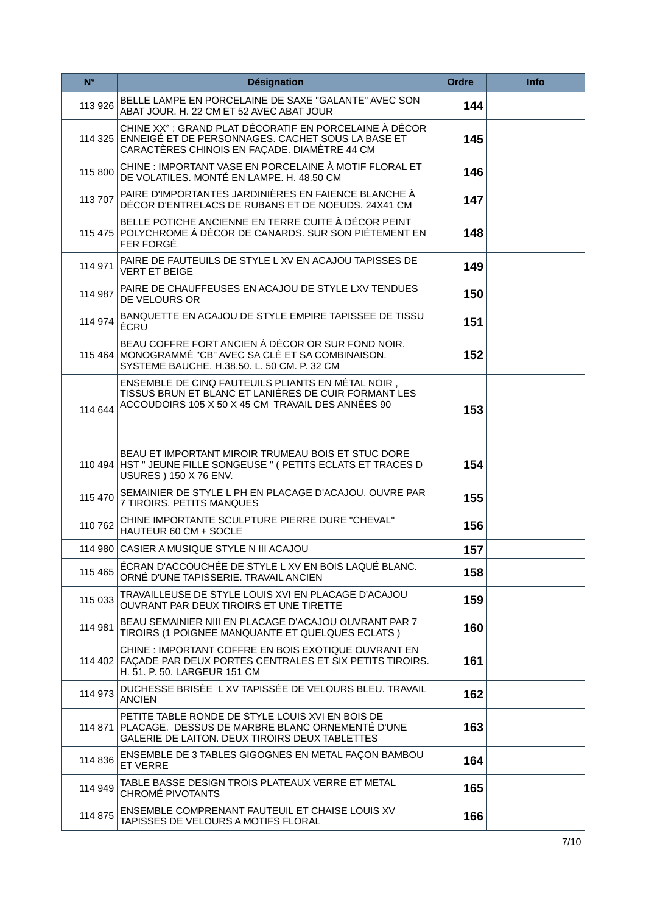| N° | Désignation | Ordre | Info |
|---|---|---|---|
| 113 926 | BELLE LAMPE EN PORCELAINE DE SAXE "GALANTE" AVEC SON ABAT JOUR. H. 22 CM ET 52 AVEC ABAT JOUR | **144** | |
| 114 325 | CHINE XX° : GRAND PLAT DÉCORATIF EN PORCELAINE À DÉCOR ENNEIGÉ ET DE PERSONNAGES. CACHET SOUS LA BASE ET CARACTÈRES CHINOIS EN FAÇADE. DIAMÈTRE 44 CM | **145** | |
| 115 800 | CHINE : IMPORTANT VASE EN PORCELAINE À MOTIF FLORAL ET DE VOLATILES. MONTÉ EN LAMPE. H. 48.50 CM | **146** | |
| 113 707 | PAIRE D'IMPORTANTES JARDINIÈRES EN FAIENCE BLANCHE À DÉCOR D'ENTRELACS DE RUBANS ET DE NOEUDS. 24X41 CM | **147** | |
| 115 475 | BELLE POTICHE ANCIENNE EN TERRE CUITE À DÉCOR PEINT POLYCHROME À DÉCOR DE CANARDS. SUR SON PIÈTEMENT EN FER FORGÉ | **148** | |
| 114 971 | PAIRE DE FAUTEUILS DE STYLE L XV EN ACAJOU TAPISSES DE VERT ET BEIGE | **149** | |
| 114 987 | PAIRE DE CHAUFFEUSES EN ACAJOU DE STYLE LXV TENDUES DE VELOURS OR | **150** | |
| 114 974 | BANQUETTE EN ACAJOU DE STYLE EMPIRE TAPISSEE DE TISSU ÉCRU | **151** | |
| 115 464 | BEAU COFFRE FORT ANCIEN À DÉCOR OR SUR FOND NOIR. MONOGRAMMÉ "CB" AVEC SA CLÉ ET SA COMBINAISON. SYSTEME BAUCHE. H.38.50. L. 50 CM. P. 32 CM | **152** | |
| 114 644 | ENSEMBLE DE CINQ FAUTEUILS PLIANTS EN MÉTAL NOIR , TISSUS BRUN ET BLANC ET LANIÉRES DE CUIR FORMANT LES ACCOUDOIRS 105 X 50 X 45 CM TRAVAIL DES ANNÉES 90 | **153** | |
| 110 494 | BEAU ET IMPORTANT MIROIR TRUMEAU BOIS ET STUC DORE HST " JEUNE FILLE SONGEUSE " ( PETITS ECLATS ET TRACES D USURES ) 150 X 76 ENV. | **154** | |
| 115 470 | SEMAINIER DE STYLE L PH EN PLACAGE D'ACAJOU. OUVRE PAR 7 TIROIRS. PETITS MANQUES | **155** | |
| 110 762 | CHINE IMPORTANTE SCULPTURE PIERRE DURE "CHEVAL" HAUTEUR 60 CM + SOCLE | **156** | |
| 114 980 | CASIER A MUSIQUE STYLE N III ACAJOU | **157** | |
| 115 465 | ÉCRAN D'ACCOUCHÉE DE STYLE L XV EN BOIS LAQUÉ BLANC. ORNÉ D'UNE TAPISSERIE. TRAVAIL ANCIEN | **158** | |
| 115 033 | TRAVAILLEUSE DE STYLE LOUIS XVI EN PLACAGE D'ACAJOU OUVRANT PAR DEUX TIROIRS ET UNE TIRETTE | **159** | |
| 114 981 | BEAU SEMAINIER NIII EN PLACAGE D'ACAJOU OUVRANT PAR 7 TIROIRS (1 POIGNEE MANQUANTE ET QUELQUES ECLATS ) | **160** | |
| 114 402 | CHINE : IMPORTANT COFFRE EN BOIS EXOTIQUE OUVRANT EN FAÇADE PAR DEUX PORTES CENTRALES ET SIX PETITS TIROIRS. H. 51. P. 50. LARGEUR 151 CM | **161** | |
| 114 973 | DUCHESSE BRISÉE L XV TAPISSÉE DE VELOURS BLEU. TRAVAIL ANCIEN | **162** | |
| 114 871 | PETITE TABLE RONDE DE STYLE LOUIS XVI EN BOIS DE PLACAGE. DESSUS DE MARBRE BLANC ORNEMENTÉ D'UNE GALERIE DE LAITON. DEUX TIROIRS DEUX TABLETTES | **163** | |
| 114 836 | ENSEMBLE DE 3 TABLES GIGOGNES EN METAL FAÇON BAMBOU ET VERRE | **164** | |
| 114 949 | TABLE BASSE DESIGN TROIS PLATEAUX VERRE ET METAL CHROMÉ PIVOTANTS | **165** | |
| 114 875 | ENSEMBLE COMPRENANT FAUTEUIL ET CHAISE LOUIS XV TAPISSES DE VELOURS A MOTIFS FLORAL | **166** | |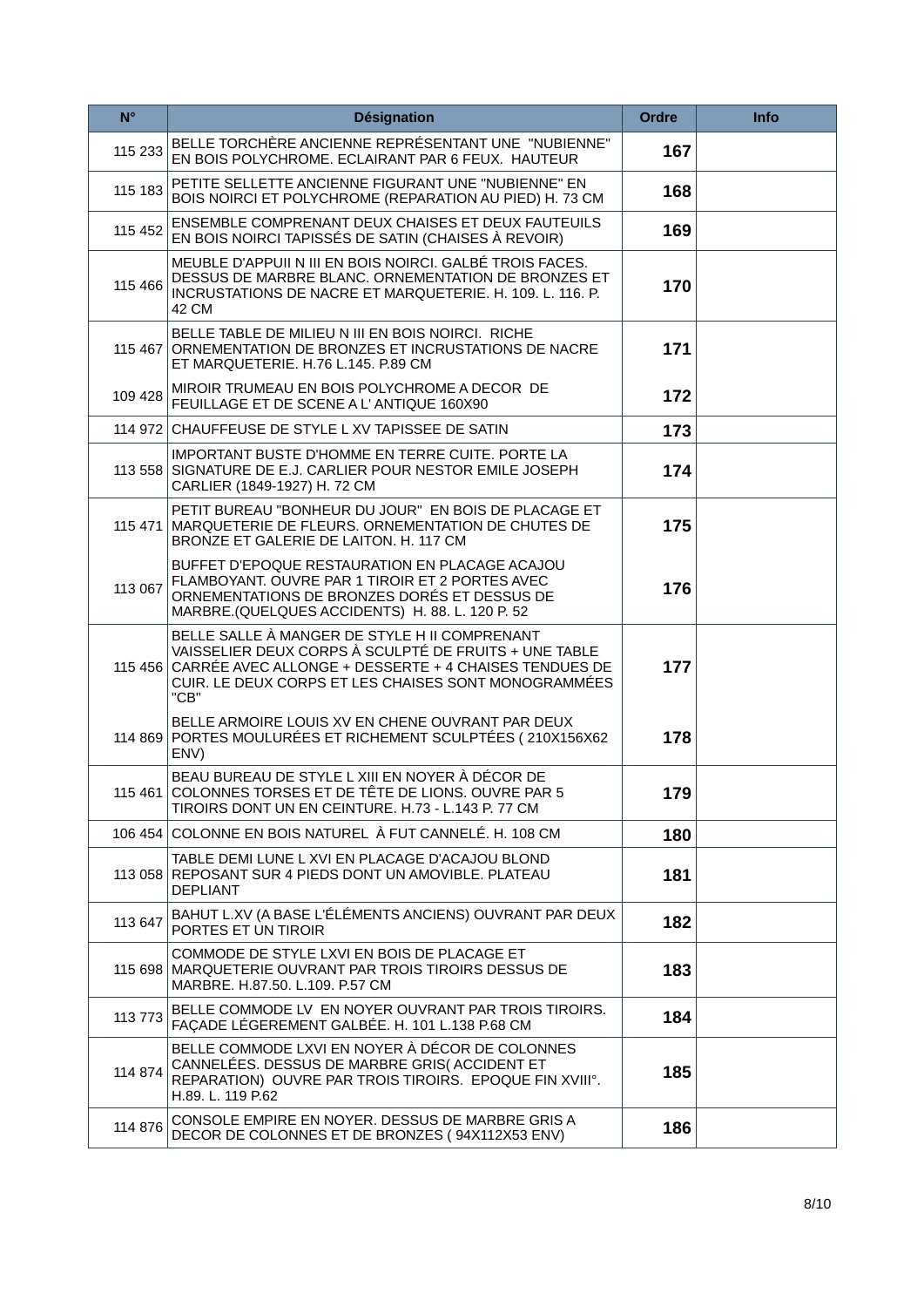| N° | Désignation | Ordre | Info |
|---|---|---|---|
| 115 233 | BELLE TORCHÈRE ANCIENNE REPRÉSENTANT UNE "NUBIENNE" EN BOIS POLYCHROME. ECLAIRANT PAR 6 FEUX. HAUTEUR | **167** | |
| 115 183 | PETITE SELLETTE ANCIENNE FIGURANT UNE "NUBIENNE" EN BOIS NOIRCI ET POLYCHROME (REPARATION AU PIED) H. 73 CM | **168** | |
| 115 452 | ENSEMBLE COMPRENANT DEUX CHAISES ET DEUX FAUTEUILS EN BOIS NOIRCI TAPISSÉS DE SATIN (CHAISES À REVOIR) | **169** | |
| 115 466 | MEUBLE D'APPUII N III EN BOIS NOIRCI. GALBÉ TROIS FACES. DESSUS DE MARBRE BLANC. ORNEMENTATION DE BRONZES ET INCRUSTATIONS DE NACRE ET MARQUETERIE. H. 109. L. 116. P. 42 CM | **170** | |
| 115 467 | BELLE TABLE DE MILIEU N III EN BOIS NOIRCI. RICHE ORNEMENTATION DE BRONZES ET INCRUSTATIONS DE NACRE ET MARQUETERIE. H.76 L.145. P.89 CM | **171** | |
| 109 428 | MIROIR TRUMEAU EN BOIS POLYCHROME A DECOR DE FEUILLAGE ET DE SCENE A L' ANTIQUE 160X90 | **172** | |
| 114 972 | CHAUFFEUSE DE STYLE L XV TAPISSEE DE SATIN | **173** | |
| 113 558 | IMPORTANT BUSTE D'HOMME EN TERRE CUITE. PORTE LA SIGNATURE DE E.J. CARLIER POUR NESTOR EMILE JOSEPH CARLIER (1849-1927) H. 72 CM | **174** | |
| 115 471 | PETIT BUREAU "BONHEUR DU JOUR" EN BOIS DE PLACAGE ET MARQUETERIE DE FLEURS. ORNEMENTATION DE CHUTES DE BRONZE ET GALERIE DE LAITON. H. 117 CM | **175** | |
| 113 067 | BUFFET D'EPOQUE RESTAURATION EN PLACAGE ACAJOU FLAMBOYANT. OUVRE PAR 1 TIROIR ET 2 PORTES AVEC ORNEMENTATIONS DE BRONZES DORÉS ET DESSUS DE MARBRE.(QUELQUES ACCIDENTS) H. 88. L. 120 P. 52 | **176** | |
| 115 456 | BELLE SALLE À MANGER DE STYLE H II COMPRENANT VAISSELIER DEUX CORPS À SCULPTÉ DE FRUITS + UNE TABLE CARRÉE AVEC ALLONGE + DESSERTE + 4 CHAISES TENDUES DE CUIR. LE DEUX CORPS ET LES CHAISES SONT MONOGRAMMÉES "CB" | **177** | |
| 114 869 | BELLE ARMOIRE LOUIS XV EN CHENE OUVRANT PAR DEUX PORTES MOULURÉES ET RICHEMENT SCULPTÉES ( 210X156X62 ENV) | **178** | |
| 115 461 | BEAU BUREAU DE STYLE L XIII EN NOYER À DÉCOR DE COLONNES TORSES ET DE TÊTE DE LIONS. OUVRE PAR 5 TIROIRS DONT UN EN CEINTURE. H.73 - L.143 P. 77 CM | **179** | |
| 106 454 | COLONNE EN BOIS NATUREL À FUT CANNELÉ. H. 108 CM | **180** | |
| 113 058 | TABLE DEMI LUNE L XVI EN PLACAGE D'ACAJOU BLOND REPOSANT SUR 4 PIEDS DONT UN AMOVIBLE. PLATEAU DEPLIANT | **181** | |
| 113 647 | BAHUT L.XV (A BASE L'ÉLÉMENTS ANCIENS) OUVRANT PAR DEUX PORTES ET UN TIROIR | **182** | |
| 115 698 | COMMODE DE STYLE LXVI EN BOIS DE PLACAGE ET MARQUETERIE OUVRANT PAR TROIS TIROIRS DESSUS DE MARBRE. H.87.50. L.109. P.57 CM | **183** | |
| 113 773 | BELLE COMMODE LV EN NOYER OUVRANT PAR TROIS TIROIRS. FAÇADE LÉGEREMENT GALBÉE. H. 101 L.138 P.68 CM | **184** | |
| 114 874 | BELLE COMMODE LXVI EN NOYER À DÉCOR DE COLONNES CANNELÉES. DESSUS DE MARBRE GRIS( ACCIDENT ET REPARATION) OUVRE PAR TROIS TIROIRS. EPOQUE FIN XVIII°. H.89. L. 119 P.62 | **185** | |
| 114 876 | CONSOLE EMPIRE EN NOYER. DESSUS DE MARBRE GRIS A DECOR DE COLONNES ET DE BRONZES ( 94X112X53 ENV) | **186** | |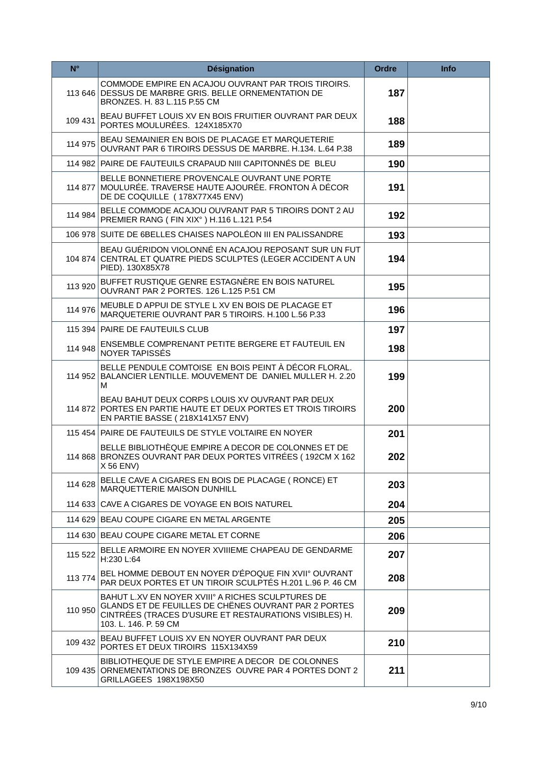| N° | Désignation | Ordre | Info |
|---|---|---|---|
| 113 646 | COMMODE EMPIRE EN ACAJOU OUVRANT PAR TROIS TIROIRS. DESSUS DE MARBRE GRIS. BELLE ORNEMENTATION DE BRONZES. H. 83 L.115 P.55 CM | **187** | |
| 109 431 | BEAU BUFFET LOUIS XV EN BOIS FRUITIER OUVRANT PAR DEUX PORTES MOULURÉES. 124X185X70 | **188** | |
| 114 975 | BEAU SEMAINIER EN BOIS DE PLACAGE ET MARQUETERIE OUVRANT PAR 6 TIROIRS DESSUS DE MARBRE. H.134. L.64 P.38 | **189** | |
| 114 982 | PAIRE DE FAUTEUILS CRAPAUD NIII CAPITONNÉS DE BLEU | **190** | |
| 114 877 | BELLE BONNETIERE PROVENCALE OUVRANT UNE PORTE MOULURÉE. TRAVERSE HAUTE AJOURÉE. FRONTON À DÉCOR DE DE COQUILLE ( 178X77X45 ENV) | **191** | |
| 114 984 | BELLE COMMODE ACAJOU OUVRANT PAR 5 TIROIRS DONT 2 AU PREMIER RANG ( FIN XIX° ) H.116 L.121 P.54 | **192** | |
| 106 978 | SUITE DE 6BELLES CHAISES NAPOLÉON III EN PALISSANDRE | **193** | |
| 104 874 | BEAU GUÉRIDON VIOLONNÉ EN ACAJOU REPOSANT SUR UN FUT CENTRAL ET QUATRE PIEDS SCULPTES (LEGER ACCIDENT A UN PIED). 130X85X78 | **194** | |
| 113 920 | BUFFET RUSTIQUE GENRE ESTAGNÈRE EN BOIS NATUREL OUVRANT PAR 2 PORTES. 126 L.125 P.51 CM | **195** | |
| 114 976 | MEUBLE D APPUI DE STYLE L XV EN BOIS DE PLACAGE ET MARQUETERIE OUVRANT PAR 5 TIROIRS. H.100 L.56 P.33 | **196** | |
| 115 394 | PAIRE DE FAUTEUILS CLUB | **197** | |
| 114 948 | ENSEMBLE COMPRENANT PETITE BERGERE ET FAUTEUIL EN NOYER TAPISSÉS | **198** | |
| 114 952 | BELLE PENDULE COMTOISE EN BOIS PEINT À DÉCOR FLORAL. BALANCIER LENTILLE. MOUVEMENT DE DANIEL MULLER H. 2.20 M | **199** | |
| 114 872 | BEAU BAHUT DEUX CORPS LOUIS XV OUVRANT PAR DEUX PORTES EN PARTIE HAUTE ET DEUX PORTES ET TROIS TIROIRS EN PARTIE BASSE ( 218X141X57 ENV) | **200** | |
| 115 454 | PAIRE DE FAUTEUILS DE STYLE VOLTAIRE EN NOYER | **201** | |
| 114 868 | BELLE BIBLIOTHÈQUE EMPIRE A DECOR DE COLONNES ET DE BRONZES OUVRANT PAR DEUX PORTES VITRÉES ( 192CM X 162 X 56 ENV) | **202** | |
| 114 628 | BELLE CAVE A CIGARES EN BOIS DE PLACAGE ( RONCE) ET MARQUETTERIE MAISON DUNHILL | **203** | |
| 114 633 | CAVE A CIGARES DE VOYAGE EN BOIS NATUREL | **204** | |
| 114 629 | BEAU COUPE CIGARE EN METAL ARGENTE | **205** | |
| 114 630 | BEAU COUPE CIGARE METAL ET CORNE | **206** | |
| 115 522 | BELLE ARMOIRE EN NOYER XVIIIEME CHAPEAU DE GENDARME H:230 L:64 | **207** | |
| 113 774 | BEL HOMME DEBOUT EN NOYER D'ÉPOQUE FIN XVII° OUVRANT PAR DEUX PORTES ET UN TIROIR SCULPTÉS H.201 L.96 P. 46 CM | **208** | |
| 110 950 | BAHUT L.XV EN NOYER XVIII° A RICHES SCULPTURES DE GLANDS ET DE FEUILLES DE CHÊNES OUVRANT PAR 2 PORTES CINTRÉES (TRACES D'USURE ET RESTAURATIONS VISIBLES) H. 103. L. 146. P. 59 CM | **209** | |
| 109 432 | BEAU BUFFET LOUIS XV EN NOYER OUVRANT PAR DEUX PORTES ET DEUX TIROIRS 115X134X59 | **210** | |
| 109 435 | BIBLIOTHEQUE DE STYLE EMPIRE A DECOR DE COLONNES ORNEMENTATIONS DE BRONZES OUVRE PAR 4 PORTES DONT 2 GRILLAGEES 198X198X50 | **211** | |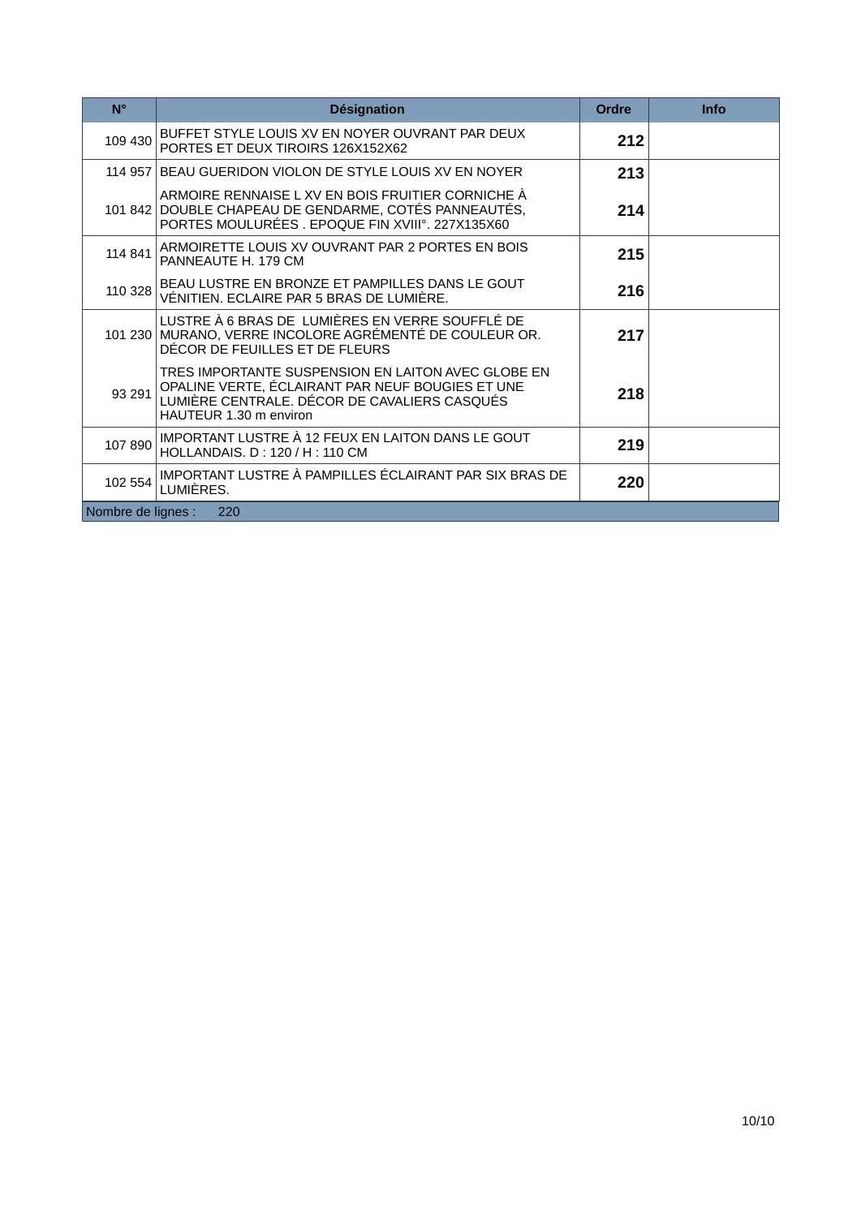| N° | Désignation | Ordre | Info |
|---|---|---|---|
| 109 430 | BUFFET STYLE LOUIS XV EN NOYER OUVRANT PAR DEUX PORTES ET DEUX TIROIRS 126X152X62 | **212** | |
| 114 957 | BEAU GUERIDON VIOLON DE STYLE LOUIS XV EN NOYER | **213** | |
| 101 842 | ARMOIRE RENNAISE L XV EN BOIS FRUITIER CORNICHE À DOUBLE CHAPEAU DE GENDARME, COTÉS PANNEAUTÉS, PORTES MOULURÉES . EPOQUE FIN XVIII°. 227X135X60 | **214** | |
| 114 841 | ARMOIRETTE LOUIS XV OUVRANT PAR 2 PORTES EN BOIS PANNEAUTE H. 179 CM | **215** | |
| 110 328 | BEAU LUSTRE EN BRONZE ET PAMPILLES DANS LE GOUT VÉNITIEN. ECLAIRE PAR 5 BRAS DE LUMIÈRE. | **216** | |
| 101 230 | LUSTRE À 6 BRAS DE LUMIÈRES EN VERRE SOUFFLÉ DE MURANO, VERRE INCOLORE AGRÉMENTÉ DE COULEUR OR. DÉCOR DE FEUILLES ET DE FLEURS | **217** | |
| 93 291 | TRES IMPORTANTE SUSPENSION EN LAITON AVEC GLOBE EN OPALINE VERTE, ÉCLAIRANT PAR NEUF BOUGIES ET UNE LUMIÈRE CENTRALE. DÉCOR DE CAVALIERS CASQUÉS HAUTEUR 1.30 m environ | **218** | |
| 107 890 | IMPORTANT LUSTRE À 12 FEUX EN LAITON DANS LE GOUT HOLLANDAIS. D : 120 / H : 110 CM | **219** | |
| 102 554 | IMPORTANT LUSTRE À PAMPILLES ÉCLAIRANT PAR SIX BRAS DE LUMIÈRES. | **220** | |
| Nombre de lignes : 220 | | | |